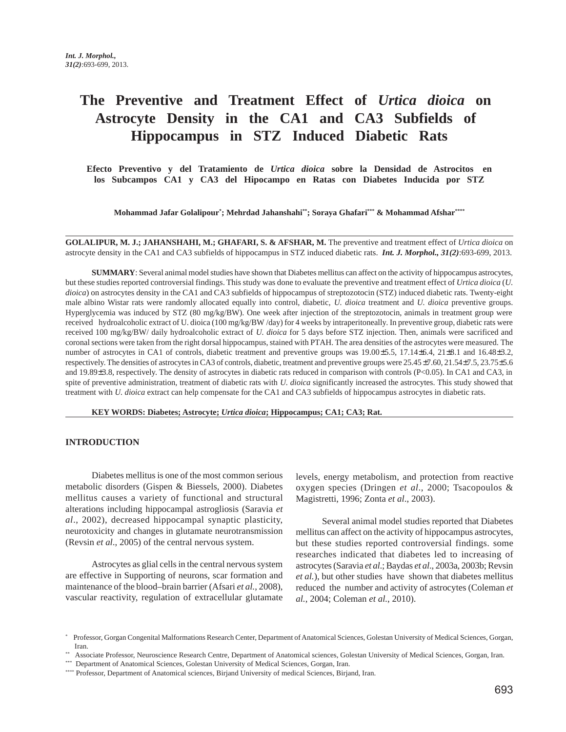# The Preventive and Treatment Effect of *Urtica dioica* on Astrocyte Density in the CA1 and CA3 Subfields of Hippocampus in STZ Induced Diabetic Rats

**Efecto Preventivo y del Tratamiento de *Urtica dioica* sobre la Densidad de Astrocitos en los Subcampos CA1 y CA3 del Hipocampo en Ratas con Diabetes Inducida por STZ**

**Mohammad Jafar Golalipour[*]; Mehrdad Jahanshahi[**]; Soraya Ghafari[***] & Mohammad Afshar[****]**

---

**GOLALIPUR, M. J.; JAHANSHAHI, M.; GHAFARI, S. & AFSHAR, M.** The preventive and treatment effect of *Urtica dioica* on astrocyte density in the CA1 and CA3 subfields of hippocampus in STZ induced diabetic rats. ***Int. J. Morphol., 31(2)***:693-699, 2013.

**SUMMARY**: Several animal model studies have shown that Diabetes mellitus can affect on the activity of hippocampus astrocytes, but these studies reported controversial findings. This study was done to evaluate the preventive and treatment effect of *Urtica dioica* (*U. dioica*) on astrocytes density in the CA1 and CA3 subfields of hippocampus of streptozotocin (STZ) induced diabetic rats. Twenty-eight male albino Wistar rats were randomly allocated equally into control, diabetic, *U. dioica* treatment and *U. dioica* preventive groups. Hyperglycemia was induced by STZ (80 mg/kg/BW). One week after injection of the streptozotocin, animals in treatment group were received hydroalcoholic extract of U. dioica (100 mg/kg/BW /day) for 4 weeks by intraperitoneally. In preventive group, diabetic rats were received 100 mg/kg/BW/ daily hydroalcoholic extract of *U. dioica* for 5 days before STZ injection. Then, animals were sacrificed and coronal sections were taken from the right dorsal hippocampus, stained with PTAH. The area densities of the astrocytes were measured. The number of astrocytes in CA1 of controls, diabetic treatment and preventive groups was 19.00±5.5, 17.14±6.4, 21±8.1 and 16.48±3.2, respectively. The densities of astrocytes in CA3 of controls, diabetic, treatment and preventive groups were 25.45±7.60, 21.54±7.5, 23.75±5.6 and 19.89±3.8, respectively. The density of astrocytes in diabetic rats reduced in comparison with controls ($P<0.05$). In CA1 and CA3, in spite of preventive administration, treatment of diabetic rats with *U. dioica* significantly increased the astrocytes. This study showed that treatment with *U. dioica* extract can help compensate for the CA1 and CA3 subfields of hippocampus astrocytes in diabetic rats.

**KEY WORDS: Diabetes; Astrocyte; *Urtica dioica*; Hippocampus; CA1; CA3; Rat.**

---

## INTRODUCTION

Diabetes mellitus is one of the most common serious metabolic disorders (Gispen & Biessels, 2000). Diabetes mellitus causes a variety of functional and structural alterations including hippocampal astrogliosis (Saravia *et al*., 2002), decreased hippocampal synaptic plasticity, neurotoxicity and changes in glutamate neurotransmission (Revsin *et al*., 2005) of the central nervous system.

Astrocytes as glial cells in the central nervous system are effective in Supporting of neurons, scar formation and maintenance of the blood–brain barrier (Afsari *et al.*, 2008), vascular reactivity, regulation of extracellular glutamate levels, energy metabolism, and protection from reactive oxygen species (Dringen *et al*., 2000; Tsacopoulos & Magistretti, 1996; Zonta *et al*., 2003).

Several animal model studies reported that Diabetes mellitus can affect on the activity of hippocampus astrocytes, but these studies reported controversial findings. some researches indicated that diabetes led to increasing of astrocytes (Saravia *et al*.; Baydas *et al*., 2003a, 2003b; Revsin *et al.*), but other studies have shown that diabetes mellitus reduced the number and activity of astrocytes (Coleman *et al.*, 2004; Coleman *et al.*, 2010).

---

[*] Professor, Gorgan Congenital Malformations Research Center, Department of Anatomical Sciences, Golestan University of Medical Sciences, Gorgan, Iran.

[**] Associate Professor, Neuroscience Research Centre, Department of Anatomical sciences, Golestan University of Medical Sciences, Gorgan, Iran.

[***] Department of Anatomical Sciences, Golestan University of Medical Sciences, Gorgan, Iran.

[****] Professor, Department of Anatomical sciences, Birjand University of medical Sciences, Birjand, Iran.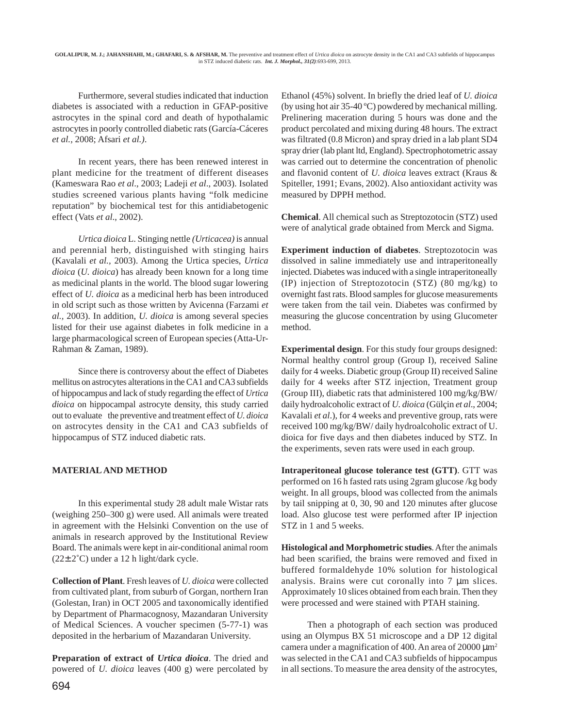Furthermore, several studies indicated that induction diabetes is associated with a reduction in GFAP-positive astrocytes in the spinal cord and death of hypothalamic astrocytes in poorly controlled diabetic rats (García-Cáceres *et al.,* 2008; Afsari *et al.)*.

In recent years, there has been renewed interest in plant medicine for the treatment of different diseases (Kameswara Rao *et al*., 2003; Ladeji *et al*., 2003). Isolated studies screened various plants having "folk medicine reputation" by biochemical test for this antidiabetogenic effect (Vats *et al*., 2002).

*Urtica dioica* L. Stinging nettle *(Urticacea)* is annual and perennial herb, distinguished with stinging hairs (Kavalali *et al.,* 2003). Among the Urtica species, *Urtica dioica* (*U. dioica*) has already been known for a long time as medicinal plants in the world. The blood sugar lowering effect of *U. dioica* as a medicinal herb has been introduced in old script such as those written by Avicenna (Farzami *et al.,* 2003). In addition, *U. dioica* is among several species listed for their use against diabetes in folk medicine in a large pharmacological screen of European species (Atta-Ur-Rahman & Zaman, 1989).

Since there is controversy about the effect of Diabetes mellitus on astrocytes alterations in the CA1 and CA3 subfields of hippocampus and lack of study regarding the effect of *Urtica dioica* on hippocampal astrocyte density, this study carried out to evaluate the preventive and treatment effect of *U. dioica* on astrocytes density in the CA1 and CA3 subfields of hippocampus of STZ induced diabetic rats.

## MATERIAL AND METHOD

In this experimental study 28 adult male Wistar rats (weighing 250–300 g) were used. All animals were treated in agreement with the Helsinki Convention on the use of animals in research approved by the Institutional Review Board. The animals were kept in air-conditional animal room (22±2˚C) under a 12 h light/dark cycle.

**Collection of Plant**. Fresh leaves of *U. dioica* were collected from cultivated plant, from suburb of Gorgan, northern Iran (Golestan, Iran) in OCT 2005 and taxonomically identified by Department of Pharmacognosy, Mazandaran University of Medical Sciences. A voucher specimen (5-77-1) was deposited in the herbarium of Mazandaran University.

**Preparation of extract of *Urtica dioica***. The dried and powered of *U. dioica* leaves (400 g) were percolated by Ethanol (45%) solvent. In briefly the dried leaf of *U. dioica* (by using hot air 35-40 ºC) powdered by mechanical milling. Prelinering maceration during 5 hours was done and the product percolated and mixing during 48 hours. The extract was filtrated (0.8 Micron) and spray dried in a lab plant SD4 spray drier (lab plant ltd, England). Spectrophotometric assay was carried out to determine the concentration of phenolic and flavonid content of *U. dioica* leaves extract (Kraus & Spiteller, 1991; Evans, 2002). Also antioxidant activity was measured by DPPH method.

**Chemical**. All chemical such as Streptozotocin (STZ) used were of analytical grade obtained from Merck and Sigma.

**Experiment induction of diabetes**. Streptozotocin was dissolved in saline immediately use and intraperitoneally injected. Diabetes was induced with a single intraperitoneally (IP) injection of Streptozotocin (STZ) (80 mg/kg) to overnight fast rats. Blood samples for glucose measurements were taken from the tail vein. Diabetes was confirmed by measuring the glucose concentration by using Glucometer method.

**Experimental design**. For this study four groups designed: Normal healthy control group (Group I), received Saline daily for 4 weeks. Diabetic group (Group II) received Saline daily for 4 weeks after STZ injection, Treatment group (Group III), diabetic rats that administered 100 mg/kg/BW/ daily hydroalcoholic extract of *U. dioica* (Gülçin *et al*., 2004; Kavalali *et al*.), for 4 weeks and preventive group, rats were received 100 mg/kg/BW/ daily hydroalcoholic extract of U. dioica for five days and then diabetes induced by STZ. In the experiments, seven rats were used in each group.

**Intraperitoneal glucose tolerance test (GTT)**. GTT was performed on 16 h fasted rats using 2gram glucose /kg body weight. In all groups, blood was collected from the animals by tail snipping at 0, 30, 90 and 120 minutes after glucose load. Also glucose test were performed after IP injection STZ in 1 and 5 weeks.

**Histological and Morphometric studies**. After the animals had been scarified, the brains were removed and fixed in buffered formaldehyde 10% solution for histological analysis. Brains were cut coronally into 7 µm slices. Approximately 10 slices obtained from each brain. Then they were processed and were stained with PTAH staining.

Then a photograph of each section was produced using an Olympus BX 51 microscope and a DP 12 digital camera under a magnification of 400. An area of 20000 $\mu m^2$ was selected in the CA1 and CA3 subfields of hippocampus in all sections. To measure the area density of the astrocytes,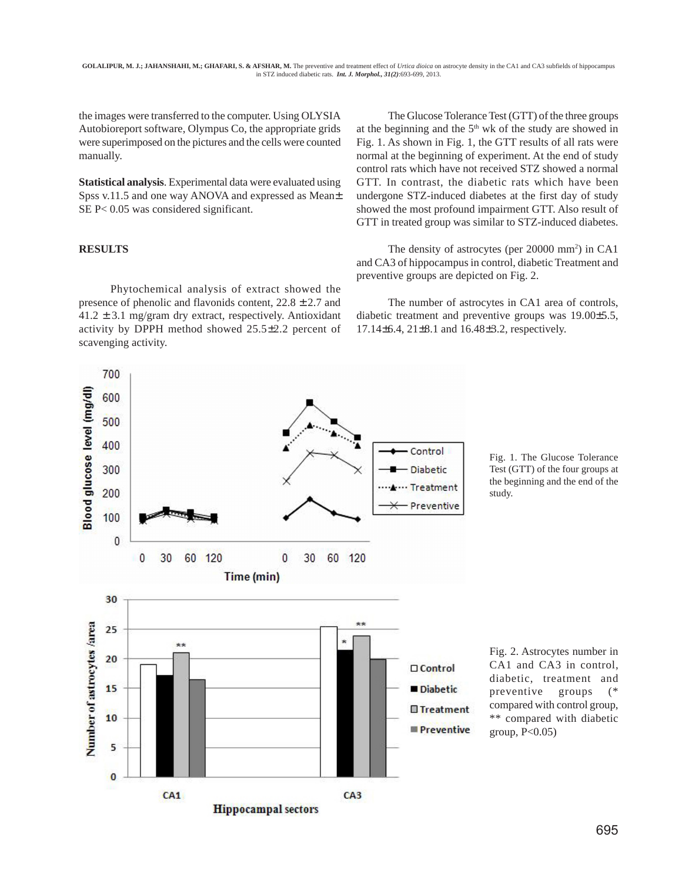the images were transferred to the computer. Using OLYSIA Autobioreport software, Olympus Co, the appropriate grids were superimposed on the pictures and the cells were counted manually.

**Statistical analysis**. Experimental data were evaluated using Spss v.11.5 and one way ANOVA and expressed as Mean± SE P< 0.05 was considered significant.

## RESULTS

Phytochemical analysis of extract showed the presence of phenolic and flavonids content, 22.8 ± 2.7 and 41.2 ± 3.1 mg/gram dry extract, respectively. Antioxidant activity by DPPH method showed 25.5±2.2 percent of scavenging activity.

The Glucose Tolerance Test (GTT) of the three groups at the beginning and the 5th wk of the study are showed in Fig. 1. As shown in Fig. 1, the GTT results of all rats were normal at the beginning of experiment. At the end of study control rats which have not received STZ showed a normal GTT. In contrast, the diabetic rats which have been undergone STZ-induced diabetes at the first day of study showed the most profound impairment GTT. Also result of GTT in treated group was similar to STZ-induced diabetes.

The density of astrocytes (per 20000 $mm^2$) in CA1 and CA3 of hippocampus in control, diabetic Treatment and preventive groups are depicted on Fig. 2.

The number of astrocytes in CA1 area of controls, diabetic treatment and preventive groups was 19.00±5.5, 17.14±6.4, 21±8.1 and 16.48±3.2, respectively.

Fig. 1. The Glucose Tolerance Test (GTT) of the four groups at the beginning and the end of the study.

Fig. 2. Astrocytes number in CA1 and CA3 in control, diabetic, treatment and preventive groups (* compared with control group, ** compared with diabetic group, P<0.05)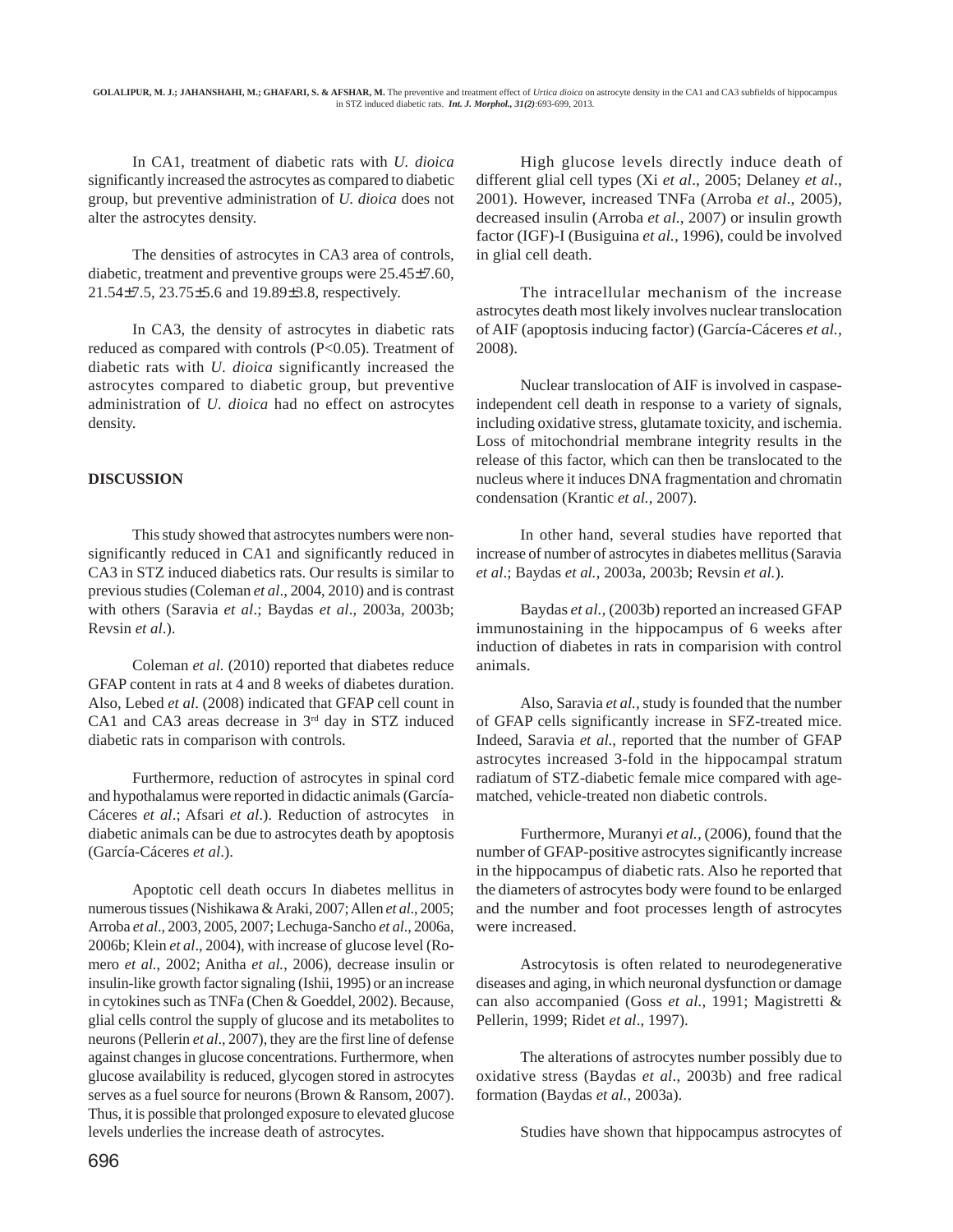In CA1, treatment of diabetic rats with *U. dioica* significantly increased the astrocytes as compared to diabetic group, but preventive administration of *U. dioica* does not alter the astrocytes density.

The densities of astrocytes in CA3 area of controls, diabetic, treatment and preventive groups were 25.45±7.60, 21.54±7.5, 23.75±5.6 and 19.89±3.8, respectively.

In CA3, the density of astrocytes in diabetic rats reduced as compared with controls ($P<0.05$). Treatment of diabetic rats with *U. dioica* significantly increased the astrocytes compared to diabetic group, but preventive administration of *U. dioica* had no effect on astrocytes density.

## DISCUSSION

This study showed that astrocytes numbers were non-significantly reduced in CA1 and significantly reduced in CA3 in STZ induced diabetics rats. Our results is similar to previous studies (Coleman *et al*., 2004, 2010) and is contrast with others (Saravia *et al*.; Baydas *et al*., 2003a, 2003b; Revsin *et al*.).

Coleman *et al.* (2010) reported that diabetes reduce GFAP content in rats at 4 and 8 weeks of diabetes duration. Also, Lebed *et al*. (2008) indicated that GFAP cell count in CA1 and CA3 areas decrease in 3rd day in STZ induced diabetic rats in comparison with controls.

Furthermore, reduction of astrocytes in spinal cord and hypothalamus were reported in didactic animals (García-Cáceres *et al*.; Afsari *et al*.). Reduction of astrocytes in diabetic animals can be due to astrocytes death by apoptosis (García-Cáceres *et al*.).

Apoptotic cell death occurs In diabetes mellitus in numerous tissues (Nishikawa & Araki, 2007; Allen *et al*., 2005; Arroba *et al*., 2003, 2005, 2007; Lechuga-Sancho *et al*., 2006a, 2006b; Klein *et al*., 2004), with increase of glucose level (Romero *et al.*, 2002; Anitha *et al.*, 2006), decrease insulin or insulin-like growth factor signaling (Ishii, 1995) or an increase in cytokines such as TNFa (Chen & Goeddel, 2002). Because, glial cells control the supply of glucose and its metabolites to neurons (Pellerin *et al*., 2007), they are the first line of defense against changes in glucose concentrations. Furthermore, when glucose availability is reduced, glycogen stored in astrocytes serves as a fuel source for neurons (Brown & Ransom, 2007). Thus, it is possible that prolonged exposure to elevated glucose levels underlies the increase death of astrocytes.

High glucose levels directly induce death of different glial cell types (Xi *et al*., 2005; Delaney *et al*., 2001). However, increased TNFa (Arroba *et al*., 2005), decreased insulin (Arroba *et al.*, 2007) or insulin growth factor (IGF)-I (Busiguina *et al.,* 1996), could be involved in glial cell death.

The intracellular mechanism of the increase astrocytes death most likely involves nuclear translocation of AIF (apoptosis inducing factor) (García-Cáceres *et al.,* 2008).

Nuclear translocation of AIF is involved in caspase-independent cell death in response to a variety of signals, including oxidative stress, glutamate toxicity, and ischemia. Loss of mitochondrial membrane integrity results in the release of this factor, which can then be translocated to the nucleus where it induces DNA fragmentation and chromatin condensation (Krantic *et al.*, 2007).

In other hand, several studies have reported that increase of number of astrocytes in diabetes mellitus (Saravia *et al*.; Baydas *et al.*, 2003a, 2003b; Revsin *et al.*).

Baydas *et al.,* (2003b) reported an increased GFAP immunostaining in the hippocampus of 6 weeks after induction of diabetes in rats in comparision with control animals.

Also, Saravia *et al.,* study is founded that the number of GFAP cells significantly increase in SFZ-treated mice. Indeed, Saravia *et al*., reported that the number of GFAP astrocytes increased 3-fold in the hippocampal stratum radiatum of STZ-diabetic female mice compared with age-matched, vehicle-treated non diabetic controls.

Furthermore, Muranyi *et al.,* (2006), found that the number of GFAP-positive astrocytes significantly increase in the hippocampus of diabetic rats. Also he reported that the diameters of astrocytes body were found to be enlarged and the number and foot processes length of astrocytes were increased.

Astrocytosis is often related to neurodegenerative diseases and aging, in which neuronal dysfunction or damage can also accompanied (Goss *et al.*, 1991; Magistretti & Pellerin, 1999; Ridet *et al*., 1997).

The alterations of astrocytes number possibly due to oxidative stress (Baydas *et al*., 2003b) and free radical formation (Baydas *et al.*, 2003a).

Studies have shown that hippocampus astrocytes of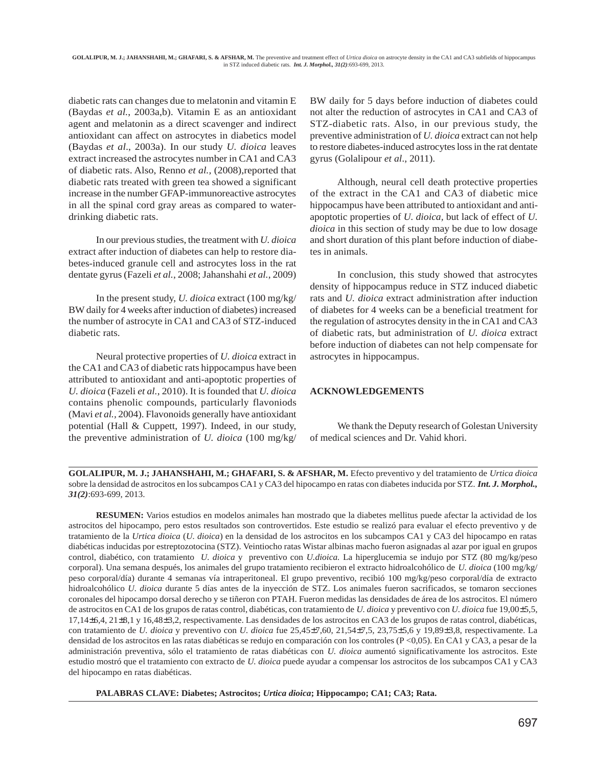diabetic rats can changes due to melatonin and vitamin E (Baydas *et al.,* 2003a,b). Vitamin E as an antioxidant agent and melatonin as a direct scavenger and indirect antioxidant can affect on astrocytes in diabetics model (Baydas *et al*., 2003a). In our study *U. dioica* leaves extract increased the astrocytes number in CA1 and CA3 of diabetic rats. Also, Renno *et al.,* (2008),reported that diabetic rats treated with green tea showed a significant increase in the number GFAP-immunoreactive astrocytes in all the spinal cord gray areas as compared to water-drinking diabetic rats.

In our previous studies, the treatment with *U. dioica* extract after induction of diabetes can help to restore diabetes-induced granule cell and astrocytes loss in the rat dentate gyrus (Fazeli *et al.*, 2008; Jahanshahi *et al.*, 2009)

In the present study, *U. dioica* extract (100 mg/kg/ BW daily for 4 weeks after induction of diabetes) increased the number of astrocyte in CA1 and CA3 of STZ-induced diabetic rats.

Neural protective properties of *U. dioica* extract in the CA1 and CA3 of diabetic rats hippocampus have been attributed to antioxidant and anti-apoptotic properties of *U. dioica* (Fazeli *et al.*, 2010). It is founded that *U. dioica* contains phenolic compounds, particularly flavoniods (Mavi *et al.*, 2004). Flavonoids generally have antioxidant potential (Hall & Cuppett, 1997). Indeed, in our study, the preventive administration of *U. dioica* (100 mg/kg/ BW daily for 5 days before induction of diabetes could not alter the reduction of astrocytes in CA1 and CA3 of STZ-diabetic rats. Also, in our previous study, the preventive administration of *U. dioica* extract can not help to restore diabetes-induced astrocytes loss in the rat dentate gyrus (Golalipour *et al*., 2011).

Although, neural cell death protective properties of the extract in the CA1 and CA3 of diabetic mice hippocampus have been attributed to antioxidant and anti-apoptotic properties of *U. dioica*, but lack of effect of *U. dioica* in this section of study may be due to low dosage and short duration of this plant before induction of diabetes in animals.

In conclusion, this study showed that astrocytes density of hippocampus reduce in STZ induced diabetic rats and *U. dioica* extract administration after induction of diabetes for 4 weeks can be a beneficial treatment for the regulation of astrocytes density in the in CA1 and CA3 of diabetic rats, but administration of *U. dioica* extract before induction of diabetes can not help compensate for astrocytes in hippocampus.

## ACKNOWLEDGEMENTS

We thank the Deputy research of Golestan University of medical sciences and Dr. Vahid khori.

---

**GOLALIPUR, M. J.; JAHANSHAHI, M.; GHAFARI, S. & AFSHAR, M.** Efecto preventivo y del tratamiento de *Urtica dioica* sobre la densidad de astrocitos en los subcampos CA1 y CA3 del hipocampo en ratas con diabetes inducida por STZ. ***Int. J. Morphol., 31(2)***:693-699, 2013.

**RESUMEN:** Varios estudios en modelos animales han mostrado que la diabetes mellitus puede afectar la actividad de los astrocitos del hipocampo, pero estos resultados son controvertidos. Este estudio se realizó para evaluar el efecto preventivo y de tratamiento de la *Urtica dioica* (*U. dioica*) en la densidad de los astrocitos en los subcampos CA1 y CA3 del hipocampo en ratas diabéticas inducidas por estreptozotocina (STZ). Veintiocho ratas Wistar albinas macho fueron asignadas al azar por igual en grupos control, diabético, con tratamiento *U. dioica* y preventivo con *U.dioica.* La hiperglucemia se indujo por STZ (80 mg/kg/peso corporal). Una semana después, los animales del grupo tratamiento recibieron el extracto hidroalcohólico de *U. dioica* (100 mg/kg/ peso corporal/día) durante 4 semanas vía intraperitoneal. El grupo preventivo, recibió 100 mg/kg/peso corporal/día de extracto hidroalcohólico *U. dioica* durante 5 días antes de la inyección de STZ. Los animales fueron sacrificados, se tomaron secciones coronales del hipocampo dorsal derecho y se tiñeron con PTAH. Fueron medidas las densidades de área de los astrocitos. El número de astrocitos en CA1 de los grupos de ratas control, diabéticas, con tratamiento de *U. dioica* y preventivo con *U. dioica* fue 19,00±5,5, 17,14±6,4, 21±8,1 y 16,48±3,2, respectivamente. Las densidades de los astrocitos en CA3 de los grupos de ratas control, diabéticas, con tratamiento de *U. dioica* y preventivo con *U. dioica* fue 25,45±7,60, 21,54±7,5, 23,75±5,6 y 19,89±3,8, respectivamente. La densidad de los astrocitos en las ratas diabéticas se redujo en comparación con los controles (P <0,05). En CA1 y CA3, a pesar de la administración preventiva, sólo el tratamiento de ratas diabéticas con *U. dioica* aumentó significativamente los astrocitos. Este estudio mostró que el tratamiento con extracto de *U. dioica* puede ayudar a compensar los astrocitos de los subcampos CA1 y CA3 del hipocampo en ratas diabéticas.

**PALABRAS CLAVE: Diabetes; Astrocitos; *Urtica dioica*; Hippocampo; CA1; CA3; Rata.**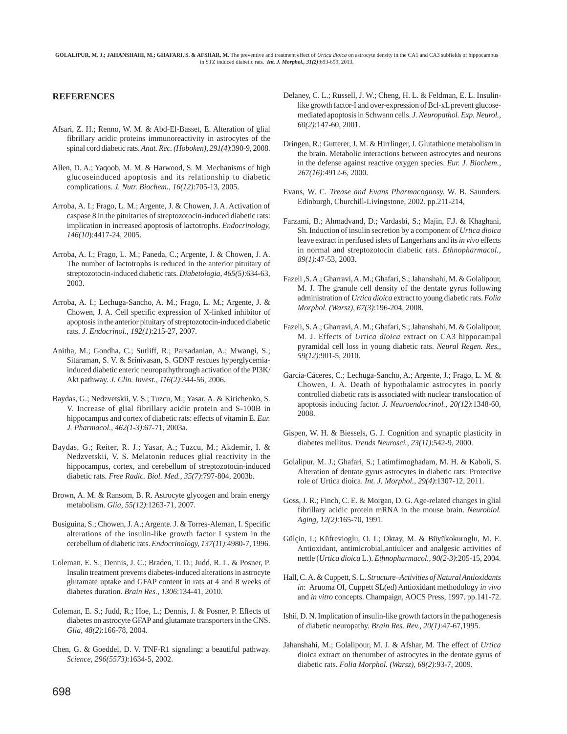## REFERENCES

Afsari, Z. H.; Renno, W. M. & Abd-El-Basset, E. Alteration of glial fibrillary acidic proteins immunoreactivity in astrocytes of the spinal cord diabetic rats. *Anat. Rec. (Hoboken), 291(4)*:390-9, 2008.

Allen, D. A.; Yaqoob, M. M. & Harwood, S. M. Mechanisms of high glucoseinduced apoptosis and its relationship to diabetic complications. *J. Nutr. Biochem., 16(12)*:705-13, 2005.

Arroba, A. I.; Frago, L. M.; Argente, J. & Chowen, J. A. Activation of caspase 8 in the pituitaries of streptozotocin-induced diabetic rats: implication in increased apoptosis of lactotrophs. *Endocrinology, 146(10*):4417-24, 2005.

Arroba, A. I.; Frago, L. M.; Paneda, C.; Argente, J. & Chowen, J. A. The number of lactotrophs is reduced in the anterior pituitary of streptozotocin-induced diabetic rats. *Diabetologia, 465(5)*:634-63, 2003.

Arroba, A. I.; Lechuga-Sancho, A. M.; Frago, L. M.; Argente, J. & Chowen, J. A. Cell specific expression of X-linked inhibitor of apoptosis in the anterior pituitary of streptozotocin-induced diabetic rats. *J. Endocrinol., 192(1)*:215-27, 2007.

Anitha, M.; Gondha, C.; Sutliff, R.; Parsadanian, A.; Mwangi, S.; Sitaraman, S. V. & Srinivasan, S. GDNF rescues hyperglycemia-induced diabetic enteric neuropathythrough activation of the PI3K/Akt pathway. *J. Clin. Invest., 116(2)*:344-56, 2006.

Baydas, G.; Nedzvetskii, V. S.; Tuzcu, M.; Yasar, A. & Kirichenko, S. V. Increase of glial fibrillary acidic protein and S-100B in hippocampus and cortex of diabetic rats: effects of vitamin E. *Eur. J. Pharmacol., 462(1-3)*:67-71, 2003a.

Baydas, G.; Reiter, R. J.; Yasar, A.; Tuzcu, M.; Akdemir, I. & Nedzvetskii, V. S. Melatonin reduces glial reactivity in the hippocampus, cortex, and cerebellum of streptozotocin-induced diabetic rats. *Free Radic. Biol. Med., 35(7)*:797-804, 2003b.

Brown, A. M. & Ransom, B. R. Astrocyte glycogen and brain energy metabolism. *Glia, 55(12)*:1263-71, 2007.

Busiguina, S.; Chowen, J. A.; Argente. J. & Torres-Aleman, I. Specific alterations of the insulin-like growth factor I system in the cerebellum of diabetic rats. *Endocrinology, 137(11)*:4980-7, 1996.

Coleman, E. S.; Dennis, J. C.; Braden, T. D.; Judd, R. L. & Posner, P. Insulin treatment prevents diabetes-induced alterations in astrocyte glutamate uptake and GFAP content in rats at 4 and 8 weeks of diabetes duration. *Brain Res., 1306*:134-41, 2010.

Coleman, E. S.; Judd, R.; Hoe, L.; Dennis, J. & Posner, P. Effects of diabetes on astrocyte GFAP and glutamate transporters in the CNS. *Glia, 48(2)*:166-78, 2004.

Chen, G. & Goeddel, D. V. TNF-R1 signaling: a beautiful pathway. *Science, 296(5573)*:1634-5, 2002.

Delaney, C. L.; Russell, J. W.; Cheng, H. L. & Feldman, E. L. Insulin-like growth factor-I and over-expression of Bcl-xL prevent glucose-mediated apoptosis in Schwann cells. *J. Neuropathol. Exp. Neurol., 60(2)*:147-60, 2001.

Dringen, R.; Gutterer, J. M. & Hirrlinger, J. Glutathione metabolism in the brain. Metabolic interactions between astrocytes and neurons in the defense against reactive oxygen species. *Eur. J. Biochem., 267(16)*:4912-6, 2000.

Evans, W. C. *Trease and Evans Pharmacognosy.* W. B. Saunders. Edinburgh, Churchill-Livingstone, 2002. pp.211-214,

Farzami, B.; Ahmadvand, D.; Vardasbi, S.; Majin, F.J. & Khaghani, Sh. Induction of insulin secretion by a component of *Urtica dioica* leave extract in perifused islets of Langerhans and its *in vivo* effects in normal and streptozotocin diabetic rats. *Ethnopharmacol., 89(1)*:47-53, 2003.

Fazeli ,S. A.; Gharravi, A. M.; Ghafari, S.; Jahanshahi, M. & Golalipour, M. J. The granule cell density of the dentate gyrus following administration of *Urtica dioica* extract to young diabetic rats. *Folia Morphol. (Warsz), 67(3)*:196-204, 2008.

Fazeli, S. A.; Gharravi, A. M.; Ghafari, S.; Jahanshahi, M. & Golalipour, M. J. Effects of *Urtica dioica* extract on CA3 hippocampal pyramidal cell loss in young diabetic rats. *Neural Regen. Res., 59(12)*:901-5, 2010.

García-Cáceres, C.; Lechuga-Sancho, A.; Argente, J.; Frago, L. M. & Chowen, J. A. Death of hypothalamic astrocytes in poorly controlled diabetic rats is associated with nuclear translocation of apoptosis inducing factor. *J. Neuroendocrinol., 20(12)*:1348-60, 2008.

Gispen, W. H. & Biessels, G. J. Cognition and synaptic plasticity in diabetes mellitus. *Trends Neurosci., 23(11)*:542-9, 2000.

Golalipur, M. J.; Ghafari, S.; Latimfimoghadam, M. H. & Kaboli, S. Alteration of dentate gyrus astrocytes in diabetic rats: Protective role of Urtica dioica. *Int. J. Morphol., 29(4)*:1307-12, 2011.

Goss, J. R.; Finch, C. E. & Morgan, D. G. Age-related changes in glial fibrillary acidic protein mRNA in the mouse brain. *Neurobiol. Aging, 12(2)*:165-70, 1991.

Gülçin, I.; Küfrevioglu, O. I.; Oktay, M. & Büyükokuroglu, M. E. Antioxidant, antimicrobial,antiulcer and analgesic activities of nettle (*Urtica dioica* L.). *Ethnopharmacol., 90(2-3)*:205-15, 2004.

Hall, C. A. & Cuppett, S. L. *Structure–Activities of Natural Antioxidants in*: Aruoma OI, Cuppett SL(ed) Antioxidant methodology *in vivo* and *in vitro* concepts. Champaign, AOCS Press, 1997. pp.141-72.

Ishii, D. N. Implication of insulin-like growth factors in the pathogenesis of diabetic neuropathy. *Brain Res. Rev., 20(1)*:47-67,1995.

Jahanshahi, M.; Golalipour, M. J. & Afshar, M. The effect of *Urtica* dioica extract on thenumber of astrocytes in the dentate gyrus of diabetic rats. *Folia Morphol. (Warsz), 68(2)*:93-7, 2009.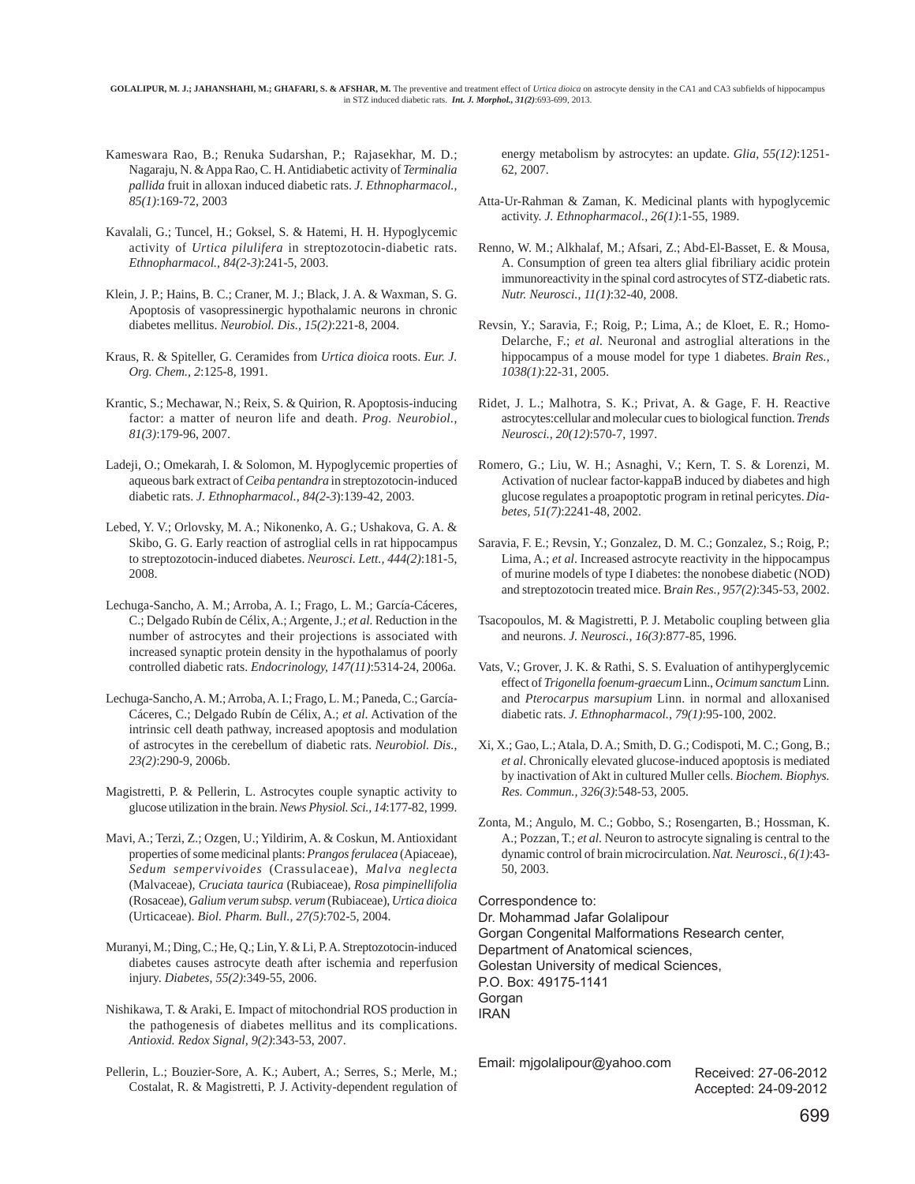Kameswara Rao, B.; Renuka Sudarshan, P.; Rajasekhar, M. D.; Nagaraju, N. & Appa Rao, C. H. Antidiabetic activity of *Terminalia pallida* fruit in alloxan induced diabetic rats. *J. Ethnopharmacol., 85(1)*:169-72, 2003

Kavalali, G.; Tuncel, H.; Goksel, S. & Hatemi, H. H. Hypoglycemic activity of *Urtica pilulifera* in streptozotocin-diabetic rats. *Ethnopharmacol., 84(2-3)*:241-5, 2003.

Klein, J. P.; Hains, B. C.; Craner, M. J.; Black, J. A. & Waxman, S. G. Apoptosis of vasopressinergic hypothalamic neurons in chronic diabetes mellitus. *Neurobiol. Dis., 15(2)*:221-8, 2004.

Kraus, R. & Spiteller, G. Ceramides from *Urtica dioica* roots. *Eur. J. Org. Chem., 2*:125-8, 1991.

Krantic, S.; Mechawar, N.; Reix, S. & Quirion, R. Apoptosis-inducing factor: a matter of neuron life and death. *Prog. Neurobiol., 81(3)*:179-96, 2007.

Ladeji, O.; Omekarah, I. & Solomon, M. Hypoglycemic properties of aqueous bark extract of *Ceiba pentandra* in streptozotocin-induced diabetic rats. *J. Ethnopharmacol., 84(2-3)*:139-42, 2003.

Lebed, Y. V.; Orlovsky, M. A.; Nikonenko, A. G.; Ushakova, G. A. & Skibo, G. G. Early reaction of astroglial cells in rat hippocampus to streptozotocin-induced diabetes. *Neurosci. Lett., 444(2)*:181-5, 2008.

Lechuga-Sancho, A. M.; Arroba, A. I.; Frago, L. M.; García-Cáceres, C.; Delgado Rubín de Célix, A.; Argente, J.; *et al.* Reduction in the number of astrocytes and their projections is associated with increased synaptic protein density in the hypothalamus of poorly controlled diabetic rats. *Endocrinology, 147(11)*:5314-24, 2006a.

Lechuga-Sancho, A. M.; Arroba, A. I.; Frago, L. M.; Paneda, C.; García-Cáceres, C.; Delgado Rubín de Célix, A.; *et al*. Activation of the intrinsic cell death pathway, increased apoptosis and modulation of astrocytes in the cerebellum of diabetic rats. *Neurobiol. Dis., 23(2)*:290-9, 2006b.

Magistretti, P. & Pellerin, L. Astrocytes couple synaptic activity to glucose utilization in the brain. *News Physiol. Sci., 14*:177-82, 1999.

Mavi, A.; Terzi, Z.; Ozgen, U.; Yildirim, A. & Coskun, M. Antioxidant properties of some medicinal plants: *Prangos ferulacea* (Apiaceae), *Sedum sempervivoides* (Crassulaceae), *Malva neglecta* (Malvaceae), *Cruciata taurica* (Rubiaceae), *Rosa pimpinellifolia* (Rosaceae), *Galium verum subsp. verum* (Rubiaceae), *Urtica dioica* (Urticaceae). *Biol. Pharm. Bull., 27(5)*:702-5, 2004.

Muranyi, M.; Ding, C.; He, Q.; Lin, Y. & Li, P. A. Streptozotocin-induced diabetes causes astrocyte death after ischemia and reperfusion injury. *Diabetes, 55(2)*:349-55, 2006.

Nishikawa, T. & Araki, E. Impact of mitochondrial ROS production in the pathogenesis of diabetes mellitus and its complications. *Antioxid. Redox Signal, 9(2)*:343-53, 2007.

Pellerin, L.; Bouzier-Sore, A. K.; Aubert, A.; Serres, S.; Merle, M.; Costalat, R. & Magistretti, P. J. Activity-dependent regulation of energy metabolism by astrocytes: an update. *Glia, 55(12)*:1251-62, 2007.

Atta-Ur-Rahman & Zaman, K. Medicinal plants with hypoglycemic activity. *J. Ethnopharmacol., 26(1)*:1-55, 1989.

Renno, W. M.; Alkhalaf, M.; Afsari, Z.; Abd-El-Basset, E. & Mousa, A. Consumption of green tea alters glial fibriliary acidic protein immunoreactivity in the spinal cord astrocytes of STZ-diabetic rats. *Nutr. Neurosci., 11(1)*:32-40, 2008.

Revsin, Y.; Saravia, F.; Roig, P.; Lima, A.; de Kloet, E. R.; Homo-Delarche, F.; *et al*. Neuronal and astroglial alterations in the hippocampus of a mouse model for type 1 diabetes. *Brain Res., 1038(1)*:22-31, 2005.

Ridet, J. L.; Malhotra, S. K.; Privat, A. & Gage, F. H. Reactive astrocytes:cellular and molecular cues to biological function. *Trends Neurosci., 20(12)*:570-7, 1997.

Romero, G.; Liu, W. H.; Asnaghi, V.; Kern, T. S. & Lorenzi, M. Activation of nuclear factor-kappaB induced by diabetes and high glucose regulates a proapoptotic program in retinal pericytes. *Diabetes, 51(7)*:2241-48, 2002.

Saravia, F. E.; Revsin, Y.; Gonzalez, D. M. C.; Gonzalez, S.; Roig, P.; Lima, A.; *et al*. Increased astrocyte reactivity in the hippocampus of murine models of type I diabetes: the nonobese diabetic (NOD) and streptozotocin treated mice. *Brain Res., 957(2)*:345-53, 2002.

Tsacopoulos, M. & Magistretti, P. J. Metabolic coupling between glia and neurons. *J. Neurosci., 16(3)*:877-85, 1996.

Vats, V.; Grover, J. K. & Rathi, S. S. Evaluation of antihyperglycemic effect of *Trigonella foenum-graecum* Linn., *Ocimum sanctum* Linn. and *Pterocarpus marsupium* Linn. in normal and alloxanised diabetic rats. *J. Ethnopharmacol., 79(1)*:95-100, 2002.

Xi, X.; Gao, L.; Atala, D. A.; Smith, D. G.; Codispoti, M. C.; Gong, B.; *et al*. Chronically elevated glucose-induced apoptosis is mediated by inactivation of Akt in cultured Muller cells. *Biochem. Biophys. Res. Commun., 326(3)*:548-53, 2005.

Zonta, M.; Angulo, M. C.; Gobbo, S.; Rosengarten, B.; Hossman, K. A.; Pozzan, T.; *et al.* Neuron to astrocyte signaling is central to the dynamic control of brain microcirculation. *Nat. Neurosci., 6(1)*:43-50, 2003.

Correspondence to:
Dr. Mohammad Jafar Golalipour
Gorgan Congenital Malformations Research center,
Department of Anatomical sciences,
Golestan University of medical Sciences,
P.O. Box: 49175-1141
Gorgan
IRAN

Email: mjgolalipour@yahoo.com

Received: 27-06-2012
Accepted: 24-09-2012